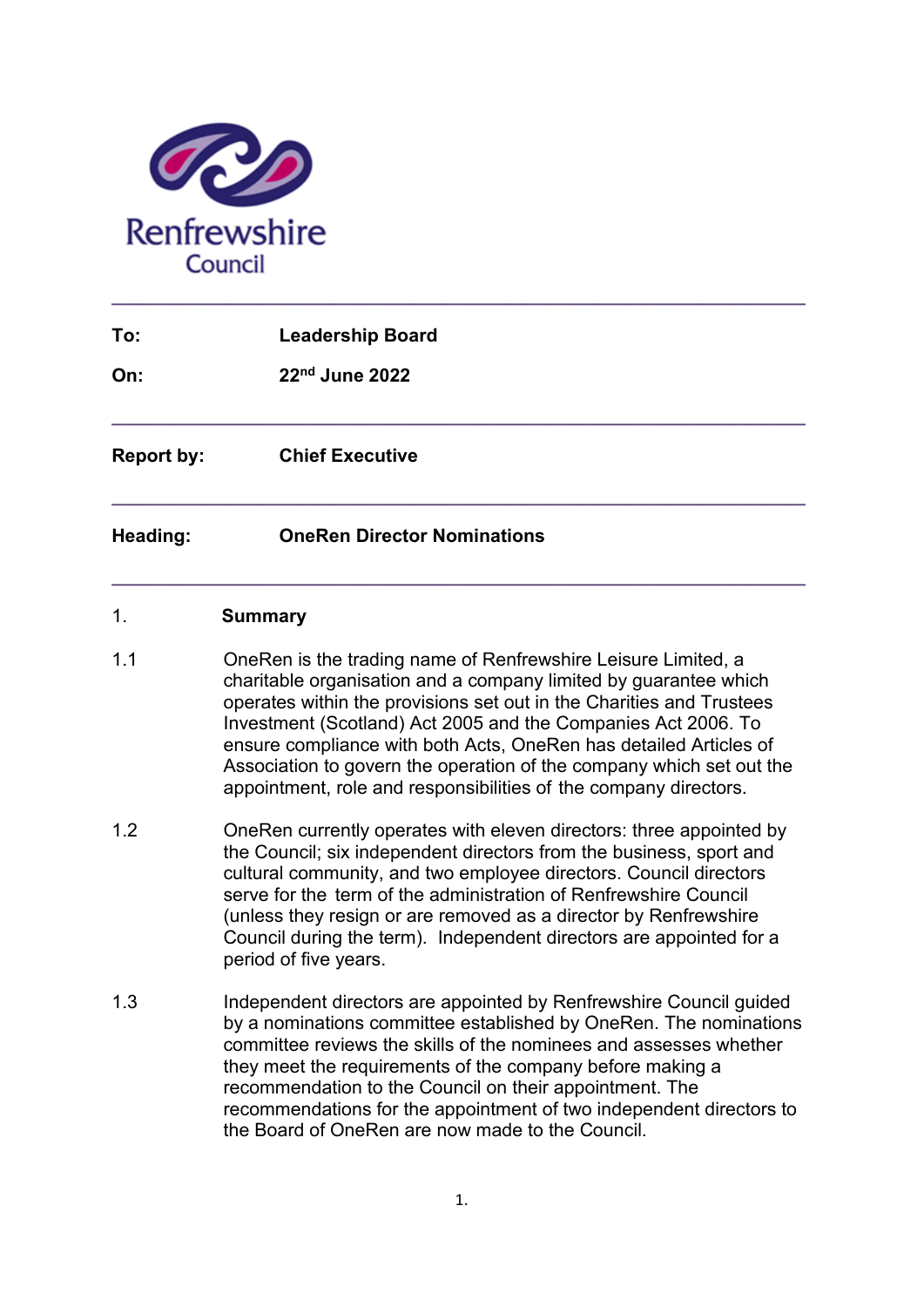Renfrewshire Council

| | |
|---|---|
| **To:** | **Leadership Board** |
| **On:** | **22nd June 2022** |

| | |
|---|---|
| **Report by:** | **Chief Executive** |

| | |
|---|---|
| **Heading:** | **OneRen Director Nominations** |

## 1. Summary

1.1 OneRen is the trading name of Renfrewshire Leisure Limited, a charitable organisation and a company limited by guarantee which operates within the provisions set out in the Charities and Trustees Investment (Scotland) Act 2005 and the Companies Act 2006. To ensure compliance with both Acts, OneRen has detailed Articles of Association to govern the operation of the company which set out the appointment, role and responsibilities of the company directors.

1.2 OneRen currently operates with eleven directors: three appointed by the Council; six independent directors from the business, sport and cultural community, and two employee directors. Council directors serve for the term of the administration of Renfrewshire Council (unless they resign or are removed as a director by Renfrewshire Council during the term). Independent directors are appointed for a period of five years.

1.3 Independent directors are appointed by Renfrewshire Council guided by a nominations committee established by OneRen. The nominations committee reviews the skills of the nominees and assesses whether they meet the requirements of the company before making a recommendation to the Council on their appointment. The recommendations for the appointment of two independent directors to the Board of OneRen are now made to the Council.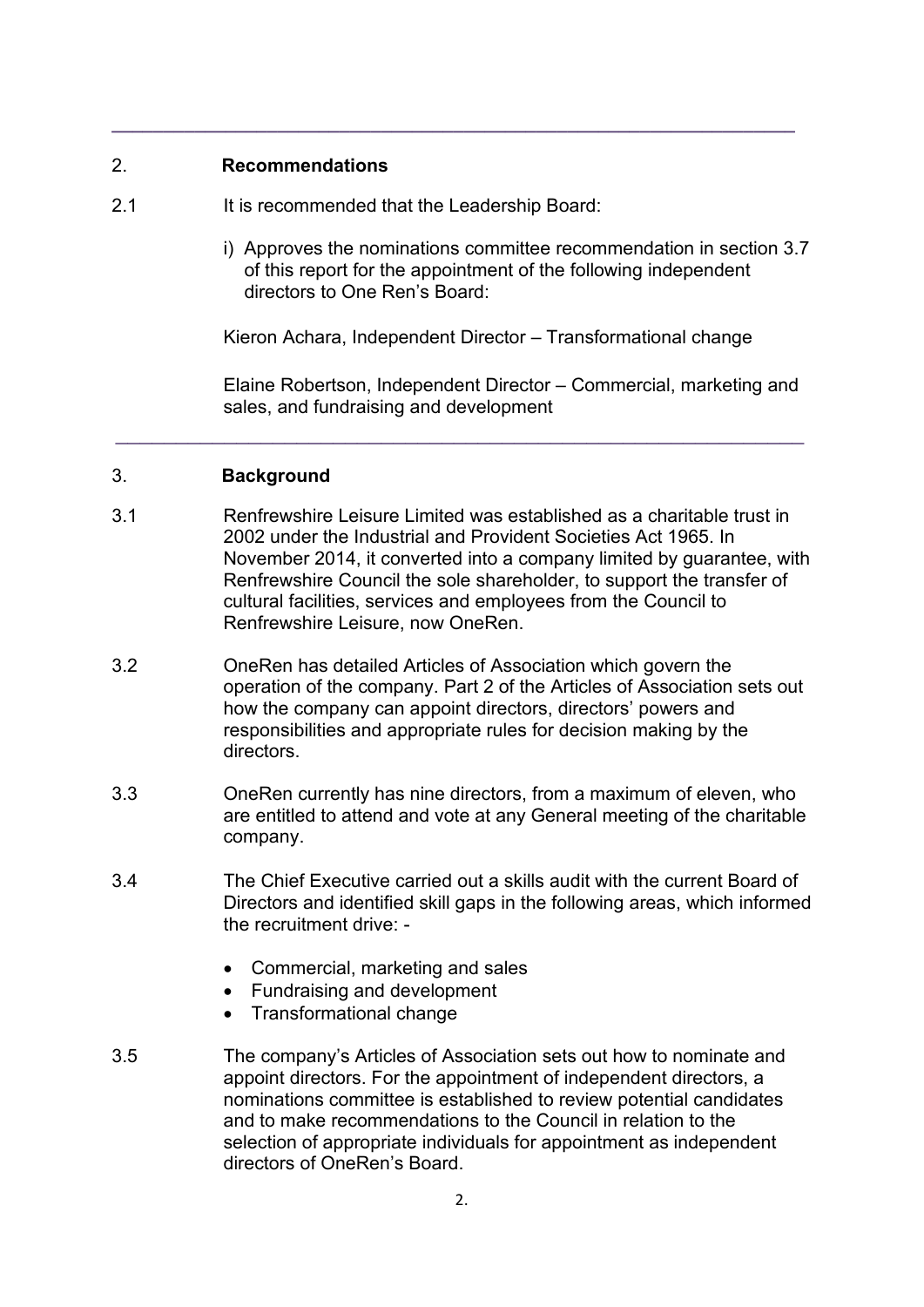---

## 2. Recommendations

2.1 It is recommended that the Leadership Board:

i) Approves the nominations committee recommendation in section 3.7 of this report for the appointment of the following independent directors to One Ren's Board:

Kieron Achara, Independent Director – Transformational change

Elaine Robertson, Independent Director – Commercial, marketing and sales, and fundraising and development

---

## 3. Background

3.1 Renfrewshire Leisure Limited was established as a charitable trust in 2002 under the Industrial and Provident Societies Act 1965. In November 2014, it converted into a company limited by guarantee, with Renfrewshire Council the sole shareholder, to support the transfer of cultural facilities, services and employees from the Council to Renfrewshire Leisure, now OneRen.

3.2 OneRen has detailed Articles of Association which govern the operation of the company. Part 2 of the Articles of Association sets out how the company can appoint directors, directors' powers and responsibilities and appropriate rules for decision making by the directors.

3.3 OneRen currently has nine directors, from a maximum of eleven, who are entitled to attend and vote at any General meeting of the charitable company.

3.4 The Chief Executive carried out a skills audit with the current Board of Directors and identified skill gaps in the following areas, which informed the recruitment drive: -

- Commercial, marketing and sales
- Fundraising and development
- Transformational change

3.5 The company's Articles of Association sets out how to nominate and appoint directors. For the appointment of independent directors, a nominations committee is established to review potential candidates and to make recommendations to the Council in relation to the selection of appropriate individuals for appointment as independent directors of OneRen's Board.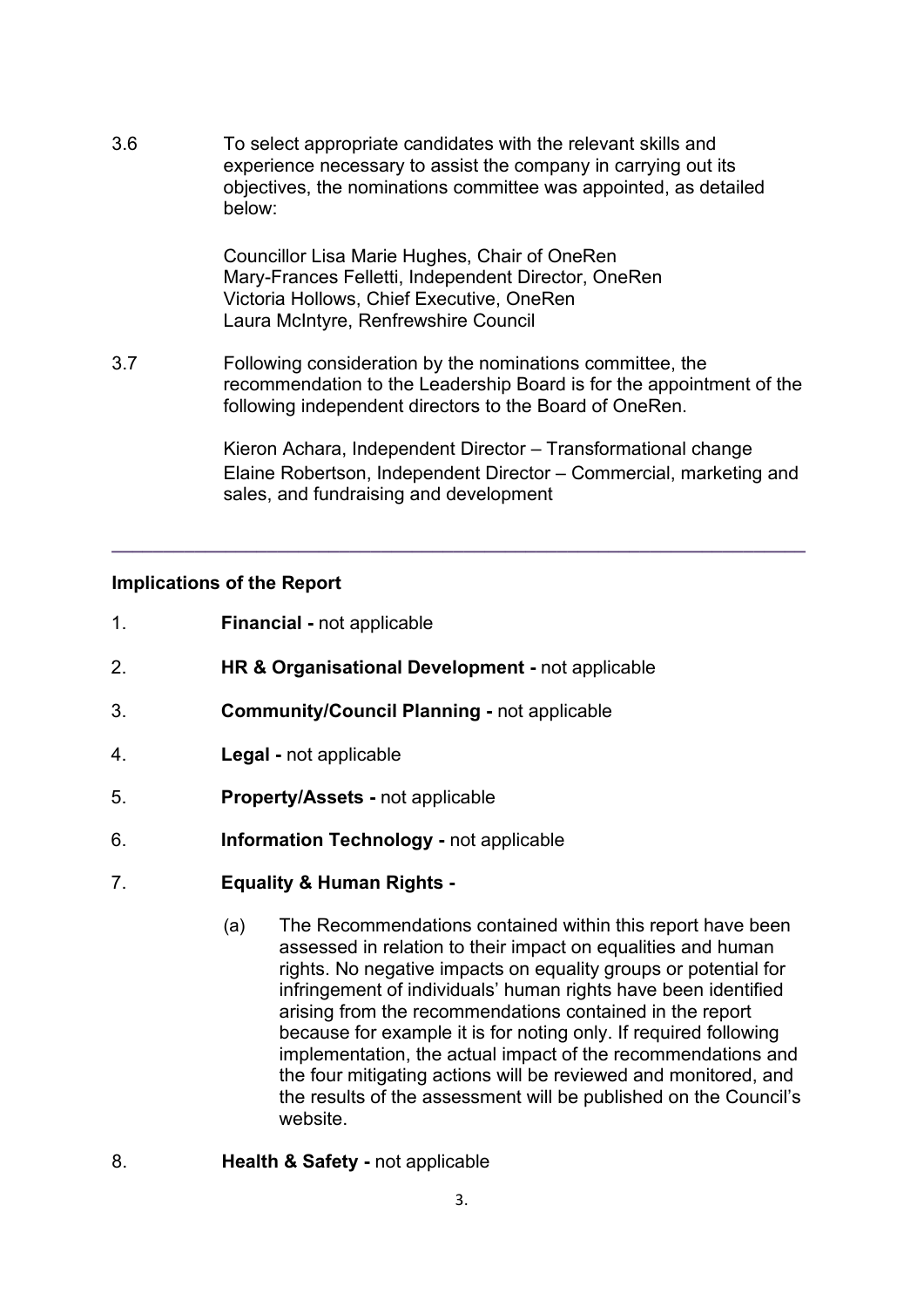3.6 To select appropriate candidates with the relevant skills and experience necessary to assist the company in carrying out its objectives, the nominations committee was appointed, as detailed below:

Councillor Lisa Marie Hughes, Chair of OneRen
Mary-Frances Felletti, Independent Director, OneRen
Victoria Hollows, Chief Executive, OneRen
Laura McIntyre, Renfrewshire Council

3.7 Following consideration by the nominations committee, the recommendation to the Leadership Board is for the appointment of the following independent directors to the Board of OneRen.

Kieron Achara, Independent Director – Transformational change
Elaine Robertson, Independent Director – Commercial, marketing and sales, and fundraising and development

---

**Implications of the Report**

1. **Financial -** not applicable

2. **HR & Organisational Development -** not applicable

3. **Community/Council Planning -** not applicable

4. **Legal -** not applicable

5. **Property/Assets -** not applicable

6. **Information Technology -** not applicable

7. **Equality & Human Rights -**

   (a) The Recommendations contained within this report have been assessed in relation to their impact on equalities and human rights. No negative impacts on equality groups or potential for infringement of individuals' human rights have been identified arising from the recommendations contained in the report because for example it is for noting only. If required following implementation, the actual impact of the recommendations and the four mitigating actions will be reviewed and monitored, and the results of the assessment will be published on the Council's website.

8. **Health & Safety -** not applicable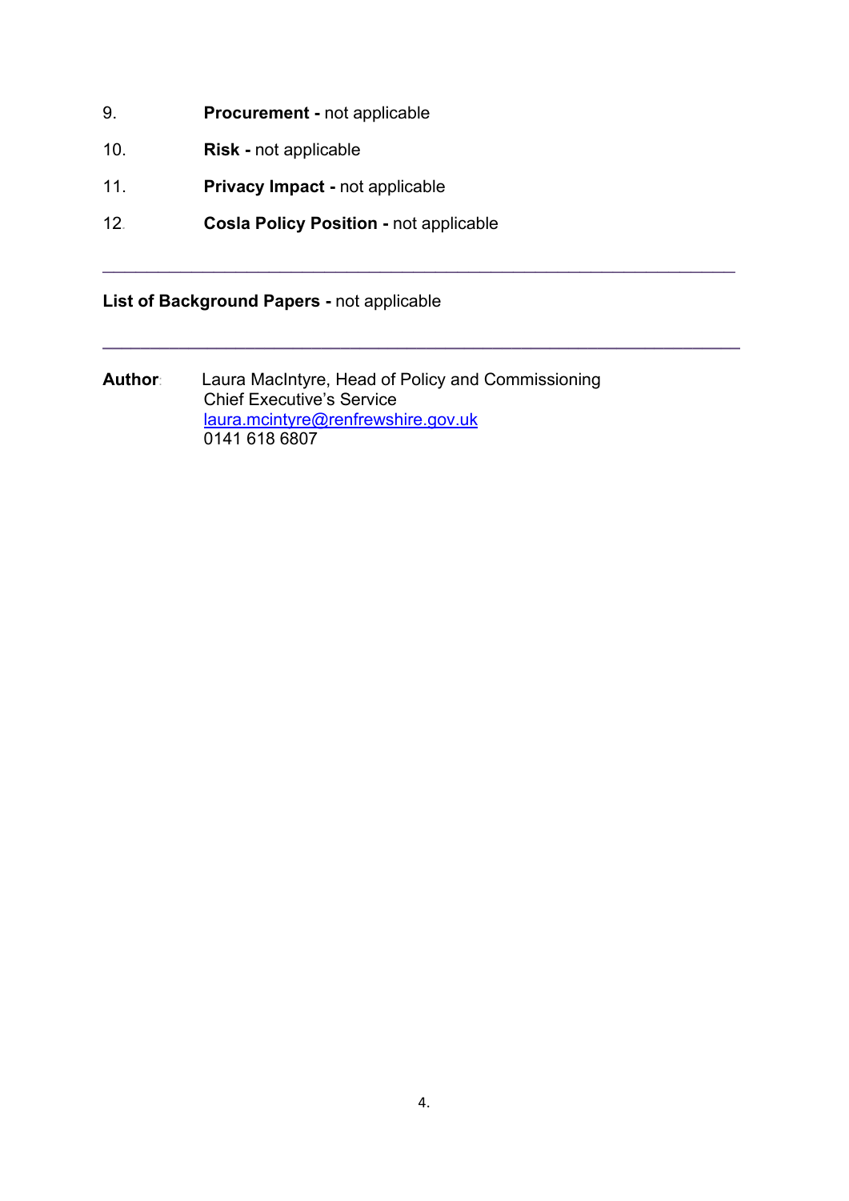9. **Procurement -** not applicable

10. **Risk -** not applicable

11. **Privacy Impact -** not applicable

12. **Cosla Policy Position -** not applicable

---

**List of Background Papers -** not applicable

---

**Author**: Laura MacIntyre, Head of Policy and Commissioning
Chief Executive's Service
laura.mcintyre@renfrewshire.gov.uk
0141 618 6807